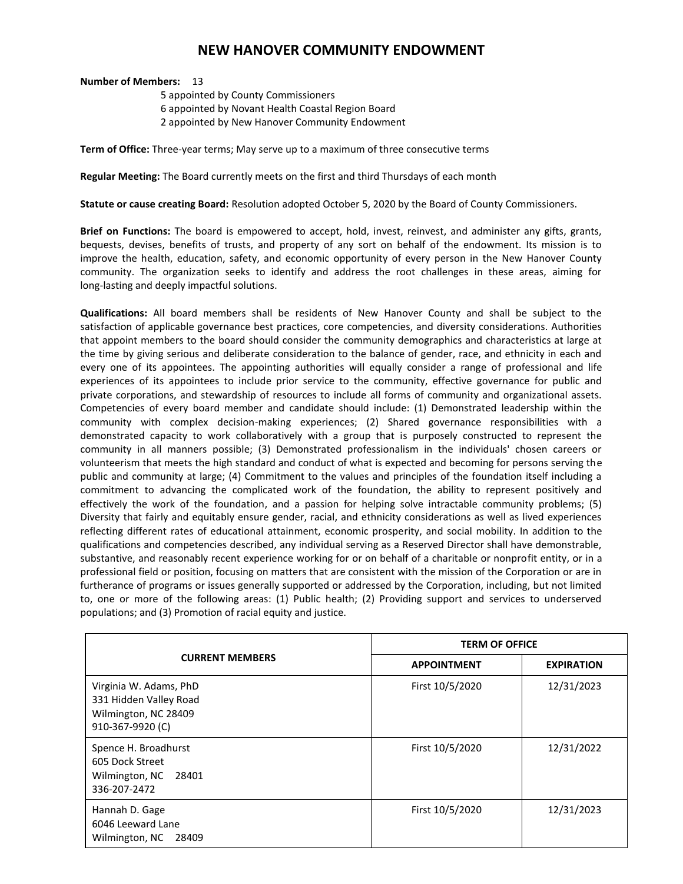# NEW HANOVER COMMUNITY ENDOWMENT

**Number of Members:** 13
5 appointed by County Commissioners
6 appointed by Novant Health Coastal Region Board
2 appointed by New Hanover Community Endowment

**Term of Office:** Three-year terms; May serve up to a maximum of three consecutive terms

**Regular Meeting:** The Board currently meets on the first and third Thursdays of each month

**Statute or cause creating Board:** Resolution adopted October 5, 2020 by the Board of County Commissioners.

**Brief on Functions:** The board is empowered to accept, hold, invest, reinvest, and administer any gifts, grants, bequests, devises, benefits of trusts, and property of any sort on behalf of the endowment. Its mission is to improve the health, education, safety, and economic opportunity of every person in the New Hanover County community. The organization seeks to identify and address the root challenges in these areas, aiming for long-lasting and deeply impactful solutions.

**Qualifications:** All board members shall be residents of New Hanover County and shall be subject to the satisfaction of applicable governance best practices, core competencies, and diversity considerations. Authorities that appoint members to the board should consider the community demographics and characteristics at large at the time by giving serious and deliberate consideration to the balance of gender, race, and ethnicity in each and every one of its appointees. The appointing authorities will equally consider a range of professional and life experiences of its appointees to include prior service to the community, effective governance for public and private corporations, and stewardship of resources to include all forms of community and organizational assets. Competencies of every board member and candidate should include: (1) Demonstrated leadership within the community with complex decision-making experiences; (2) Shared governance responsibilities with a demonstrated capacity to work collaboratively with a group that is purposely constructed to represent the community in all manners possible; (3) Demonstrated professionalism in the individuals' chosen careers or volunteerism that meets the high standard and conduct of what is expected and becoming for persons serving the public and community at large; (4) Commitment to the values and principles of the foundation itself including a commitment to advancing the complicated work of the foundation, the ability to represent positively and effectively the work of the foundation, and a passion for helping solve intractable community problems; (5) Diversity that fairly and equitably ensure gender, racial, and ethnicity considerations as well as lived experiences reflecting different rates of educational attainment, economic prosperity, and social mobility. In addition to the qualifications and competencies described, any individual serving as a Reserved Director shall have demonstrable, substantive, and reasonably recent experience working for or on behalf of a charitable or nonprofit entity, or in a professional field or position, focusing on matters that are consistent with the mission of the Corporation or are in furtherance of programs or issues generally supported or addressed by the Corporation, including, but not limited to, one or more of the following areas: (1) Public health; (2) Providing support and services to underserved populations; and (3) Promotion of racial equity and justice.

| CURRENT MEMBERS | TERM OF OFFICE | |
|---|---|---|
| | **APPOINTMENT** | **EXPIRATION** |
| Virginia W. Adams, PhD<br>331 Hidden Valley Road<br>Wilmington, NC 28409<br>910-367-9920 (C) | First 10/5/2020 | 12/31/2023 |
| Spence H. Broadhurst<br>605 Dock Street<br>Wilmington, NC 28401<br>336-207-2472 | First 10/5/2020 | 12/31/2022 |
| Hannah D. Gage<br>6046 Leeward Lane<br>Wilmington, NC 28409 | First 10/5/2020 | 12/31/2023 |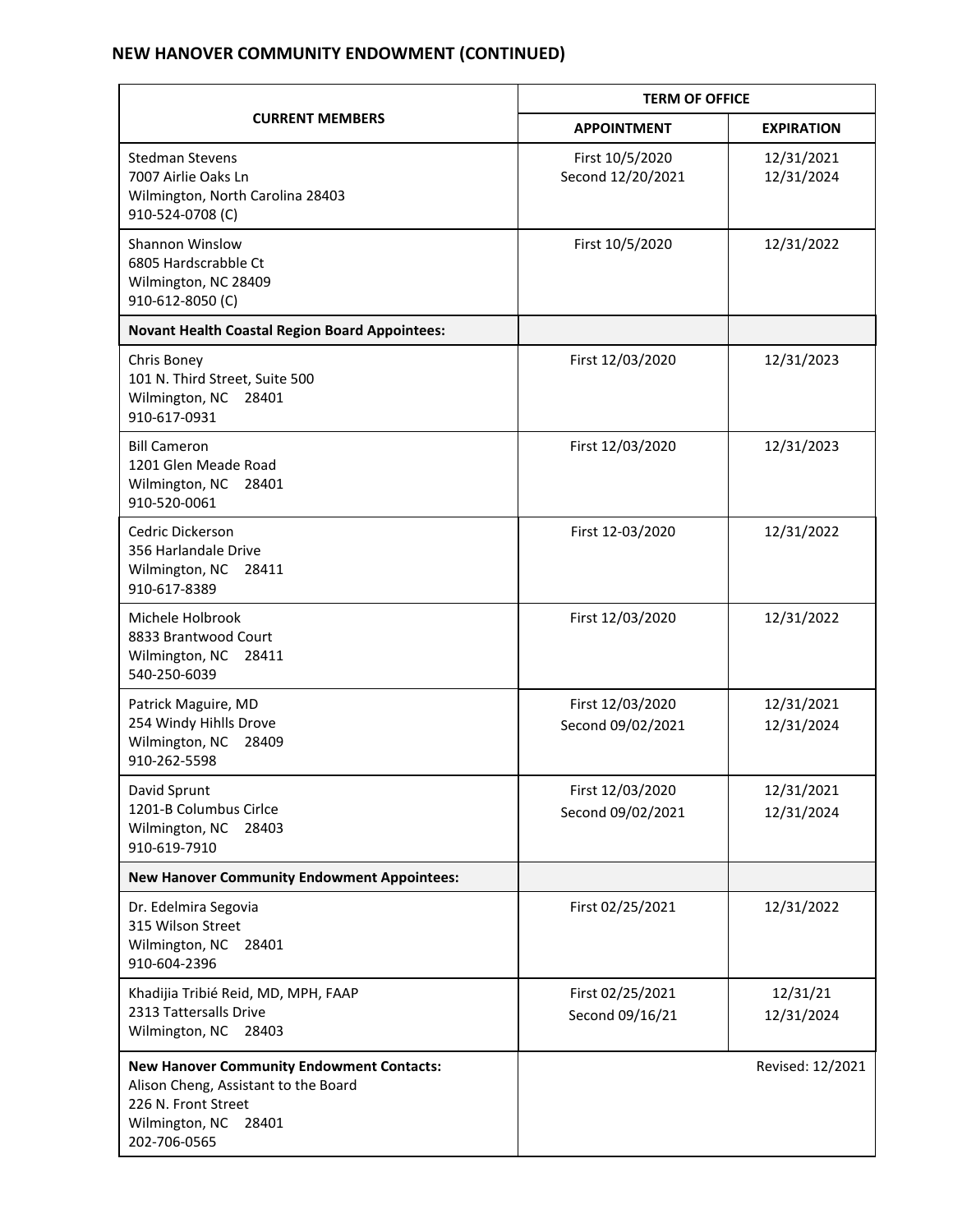## NEW HANOVER COMMUNITY ENDOWMENT (CONTINUED)

| CURRENT MEMBERS | TERM OF OFFICE | |
|---|---|---|
| | APPOINTMENT | EXPIRATION |
| Stedman Stevens<br>7007 Airlie Oaks Ln<br>Wilmington, North Carolina 28403<br>910-524-0708 (C) | First 10/5/2020<br>Second 12/20/2021 | 12/31/2021<br>12/31/2024 |
| Shannon Winslow<br>6805 Hardscrabble Ct<br>Wilmington, NC 28409<br>910-612-8050 (C) | First 10/5/2020 | 12/31/2022 |
| **Novant Health Coastal Region Board Appointees:** | | |
| Chris Boney<br>101 N. Third Street, Suite 500<br>Wilmington, NC 28401<br>910-617-0931 | First 12/03/2020 | 12/31/2023 |
| Bill Cameron<br>1201 Glen Meade Road<br>Wilmington, NC 28401<br>910-520-0061 | First 12/03/2020 | 12/31/2023 |
| Cedric Dickerson<br>356 Harlandale Drive<br>Wilmington, NC 28411<br>910-617-8389 | First 12-03/2020 | 12/31/2022 |
| Michele Holbrook<br>8833 Brantwood Court<br>Wilmington, NC 28411<br>540-250-6039 | First 12/03/2020 | 12/31/2022 |
| Patrick Maguire, MD<br>254 Windy Hihlls Drove<br>Wilmington, NC 28409<br>910-262-5598 | First 12/03/2020<br>Second 09/02/2021 | 12/31/2021<br>12/31/2024 |
| David Sprunt<br>1201-B Columbus Cirlce<br>Wilmington, NC 28403<br>910-619-7910 | First 12/03/2020<br>Second 09/02/2021 | 12/31/2021<br>12/31/2024 |
| **New Hanover Community Endowment Appointees:** | | |
| Dr. Edelmira Segovia<br>315 Wilson Street<br>Wilmington, NC 28401<br>910-604-2396 | First 02/25/2021 | 12/31/2022 |
| Khadijia Tribié Reid, MD, MPH, FAAP<br>2313 Tattersalls Drive<br>Wilmington, NC 28403 | First 02/25/2021<br>Second 09/16/21 | 12/31/21<br>12/31/2024 |
| **New Hanover Community Endowment Contacts:**<br>Alison Cheng, Assistant to the Board<br>226 N. Front Street<br>Wilmington, NC 28401<br>202-706-0565 | Revised: 12/2021 | |